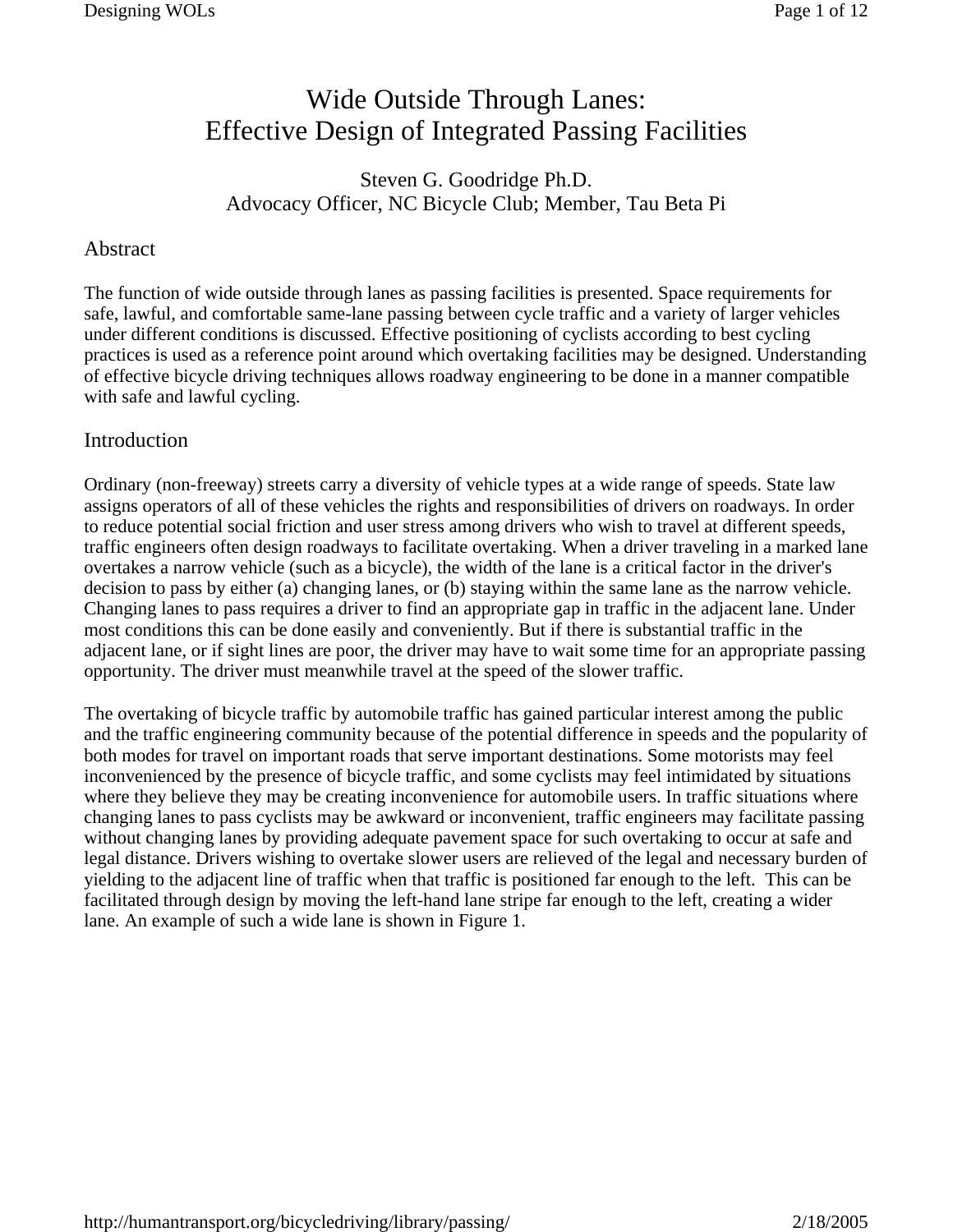# Wide Outside Through Lanes: Effective Design of Integrated Passing Facilities

Steven G. Goodridge Ph.D.
Advocacy Officer, NC Bicycle Club; Member, Tau Beta Pi

## Abstract

The function of wide outside through lanes as passing facilities is presented. Space requirements for safe, lawful, and comfortable same-lane passing between cycle traffic and a variety of larger vehicles under different conditions is discussed. Effective positioning of cyclists according to best cycling practices is used as a reference point around which overtaking facilities may be designed. Understanding of effective bicycle driving techniques allows roadway engineering to be done in a manner compatible with safe and lawful cycling.

## Introduction

Ordinary (non-freeway) streets carry a diversity of vehicle types at a wide range of speeds. State law assigns operators of all of these vehicles the rights and responsibilities of drivers on roadways. In order to reduce potential social friction and user stress among drivers who wish to travel at different speeds, traffic engineers often design roadways to facilitate overtaking. When a driver traveling in a marked lane overtakes a narrow vehicle (such as a bicycle), the width of the lane is a critical factor in the driver's decision to pass by either (a) changing lanes, or (b) staying within the same lane as the narrow vehicle. Changing lanes to pass requires a driver to find an appropriate gap in traffic in the adjacent lane. Under most conditions this can be done easily and conveniently. But if there is substantial traffic in the adjacent lane, or if sight lines are poor, the driver may have to wait some time for an appropriate passing opportunity. The driver must meanwhile travel at the speed of the slower traffic.

The overtaking of bicycle traffic by automobile traffic has gained particular interest among the public and the traffic engineering community because of the potential difference in speeds and the popularity of both modes for travel on important roads that serve important destinations. Some motorists may feel inconvenienced by the presence of bicycle traffic, and some cyclists may feel intimidated by situations where they believe they may be creating inconvenience for automobile users. In traffic situations where changing lanes to pass cyclists may be awkward or inconvenient, traffic engineers may facilitate passing without changing lanes by providing adequate pavement space for such overtaking to occur at safe and legal distance. Drivers wishing to overtake slower users are relieved of the legal and necessary burden of yielding to the adjacent line of traffic when that traffic is positioned far enough to the left. This can be facilitated through design by moving the left-hand lane stripe far enough to the left, creating a wider lane. An example of such a wide lane is shown in Figure 1.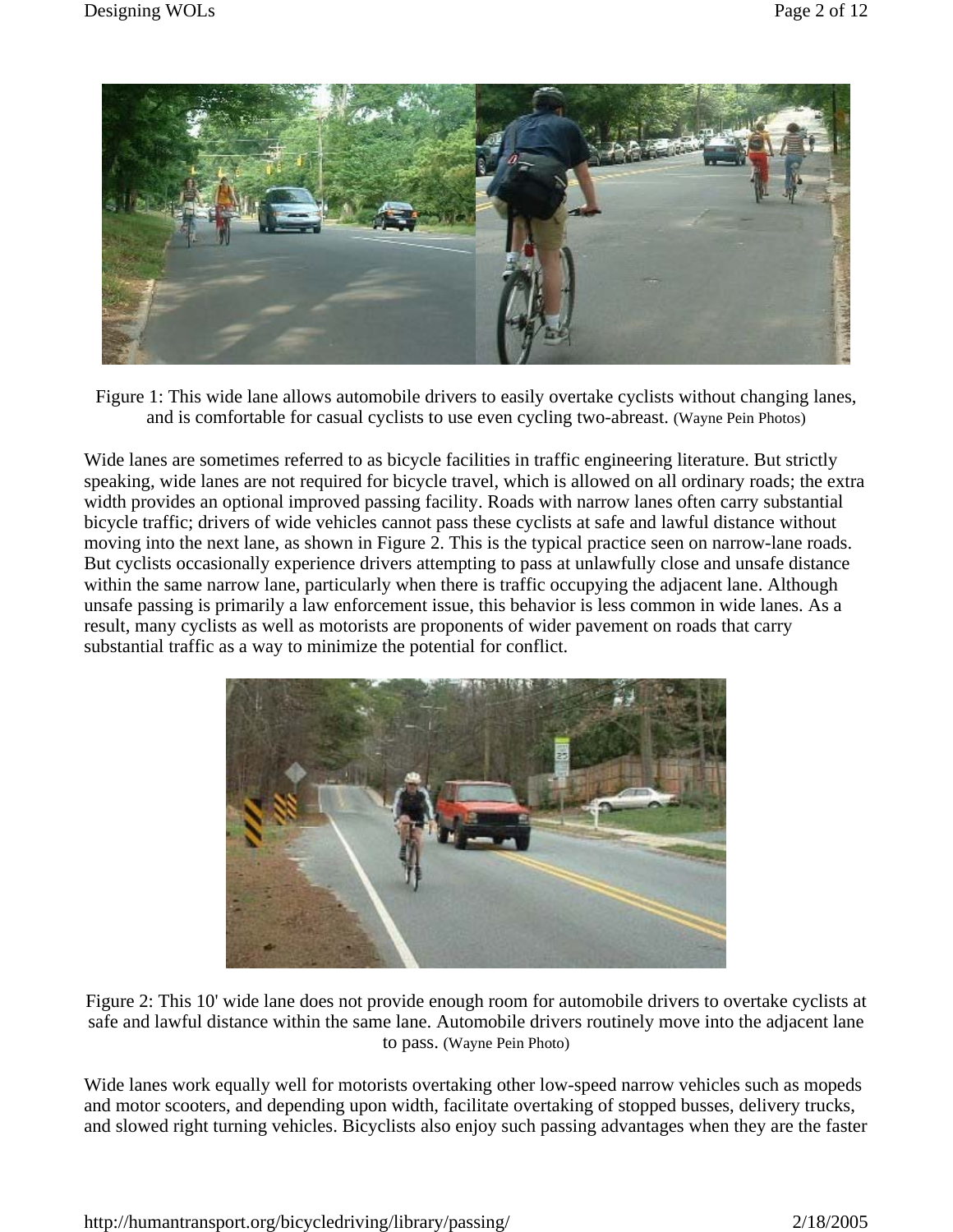Figure 1: This wide lane allows automobile drivers to easily overtake cyclists without changing lanes, and is comfortable for casual cyclists to use even cycling two-abreast. (Wayne Pein Photos)

Wide lanes are sometimes referred to as bicycle facilities in traffic engineering literature. But strictly speaking, wide lanes are not required for bicycle travel, which is allowed on all ordinary roads; the extra width provides an optional improved passing facility. Roads with narrow lanes often carry substantial bicycle traffic; drivers of wide vehicles cannot pass these cyclists at safe and lawful distance without moving into the next lane, as shown in Figure 2. This is the typical practice seen on narrow-lane roads. But cyclists occasionally experience drivers attempting to pass at unlawfully close and unsafe distance within the same narrow lane, particularly when there is traffic occupying the adjacent lane. Although unsafe passing is primarily a law enforcement issue, this behavior is less common in wide lanes. As a result, many cyclists as well as motorists are proponents of wider pavement on roads that carry substantial traffic as a way to minimize the potential for conflict.

Figure 2: This 10' wide lane does not provide enough room for automobile drivers to overtake cyclists at safe and lawful distance within the same lane. Automobile drivers routinely move into the adjacent lane to pass. (Wayne Pein Photo)

Wide lanes work equally well for motorists overtaking other low-speed narrow vehicles such as mopeds and motor scooters, and depending upon width, facilitate overtaking of stopped busses, delivery trucks, and slowed right turning vehicles. Bicyclists also enjoy such passing advantages when they are the faster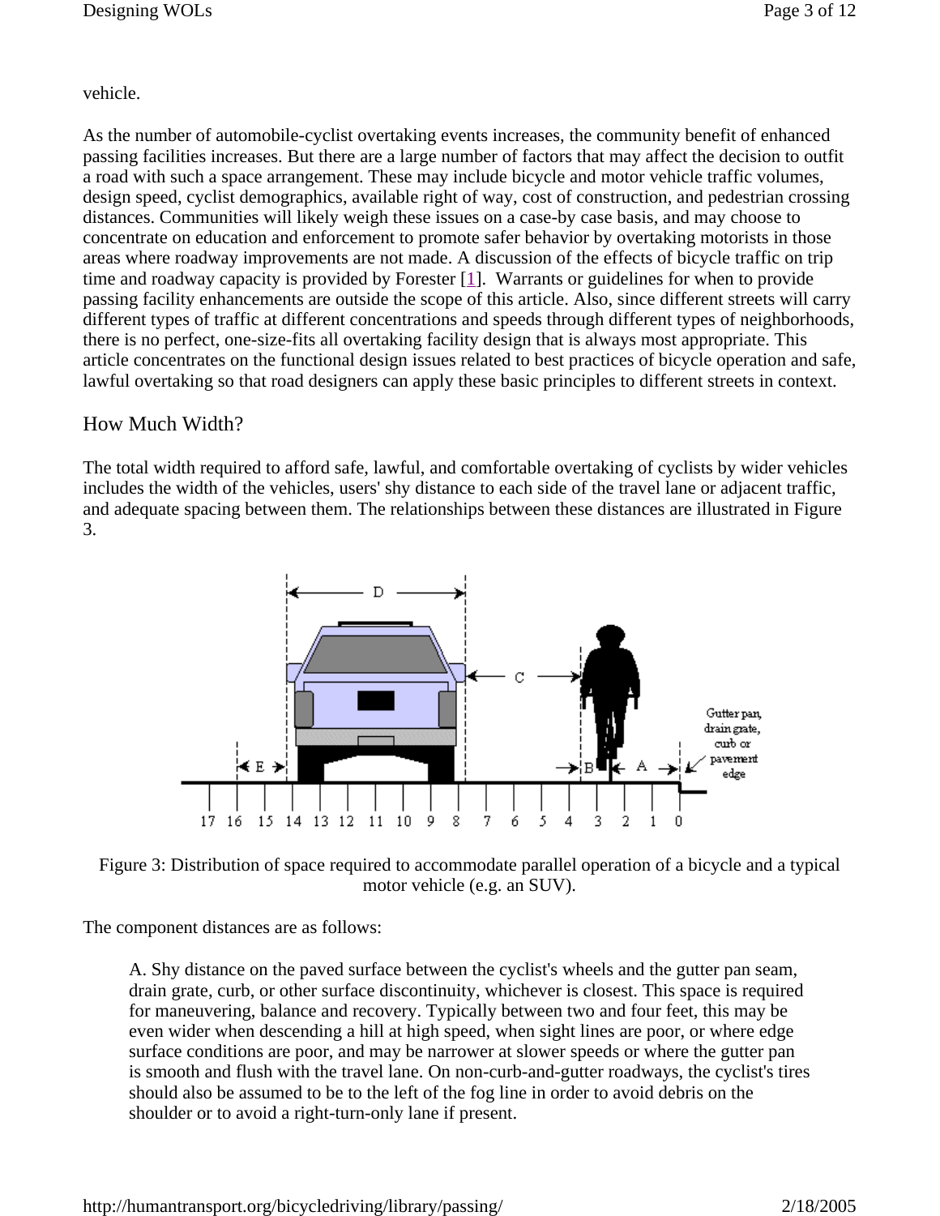vehicle.

As the number of automobile-cyclist overtaking events increases, the community benefit of enhanced passing facilities increases. But there are a large number of factors that may affect the decision to outfit a road with such a space arrangement. These may include bicycle and motor vehicle traffic volumes, design speed, cyclist demographics, available right of way, cost of construction, and pedestrian crossing distances. Communities will likely weigh these issues on a case-by case basis, and may choose to concentrate on education and enforcement to promote safer behavior by overtaking motorists in those areas where roadway improvements are not made. A discussion of the effects of bicycle traffic on trip time and roadway capacity is provided by Forester [1]. Warrants or guidelines for when to provide passing facility enhancements are outside the scope of this article. Also, since different streets will carry different types of traffic at different concentrations and speeds through different types of neighborhoods, there is no perfect, one-size-fits all overtaking facility design that is always most appropriate. This article concentrates on the functional design issues related to best practices of bicycle operation and safe, lawful overtaking so that road designers can apply these basic principles to different streets in context.

## How Much Width?

The total width required to afford safe, lawful, and comfortable overtaking of cyclists by wider vehicles includes the width of the vehicles, users' shy distance to each side of the travel lane or adjacent traffic, and adequate spacing between them. The relationships between these distances are illustrated in Figure 3.

Figure 3: Distribution of space required to accommodate parallel operation of a bicycle and a typical motor vehicle (e.g. an SUV).

The component distances are as follows:

A. Shy distance on the paved surface between the cyclist's wheels and the gutter pan seam, drain grate, curb, or other surface discontinuity, whichever is closest. This space is required for maneuvering, balance and recovery. Typically between two and four feet, this may be even wider when descending a hill at high speed, when sight lines are poor, or where edge surface conditions are poor, and may be narrower at slower speeds or where the gutter pan is smooth and flush with the travel lane. On non-curb-and-gutter roadways, the cyclist's tires should also be assumed to be to the left of the fog line in order to avoid debris on the shoulder or to avoid a right-turn-only lane if present.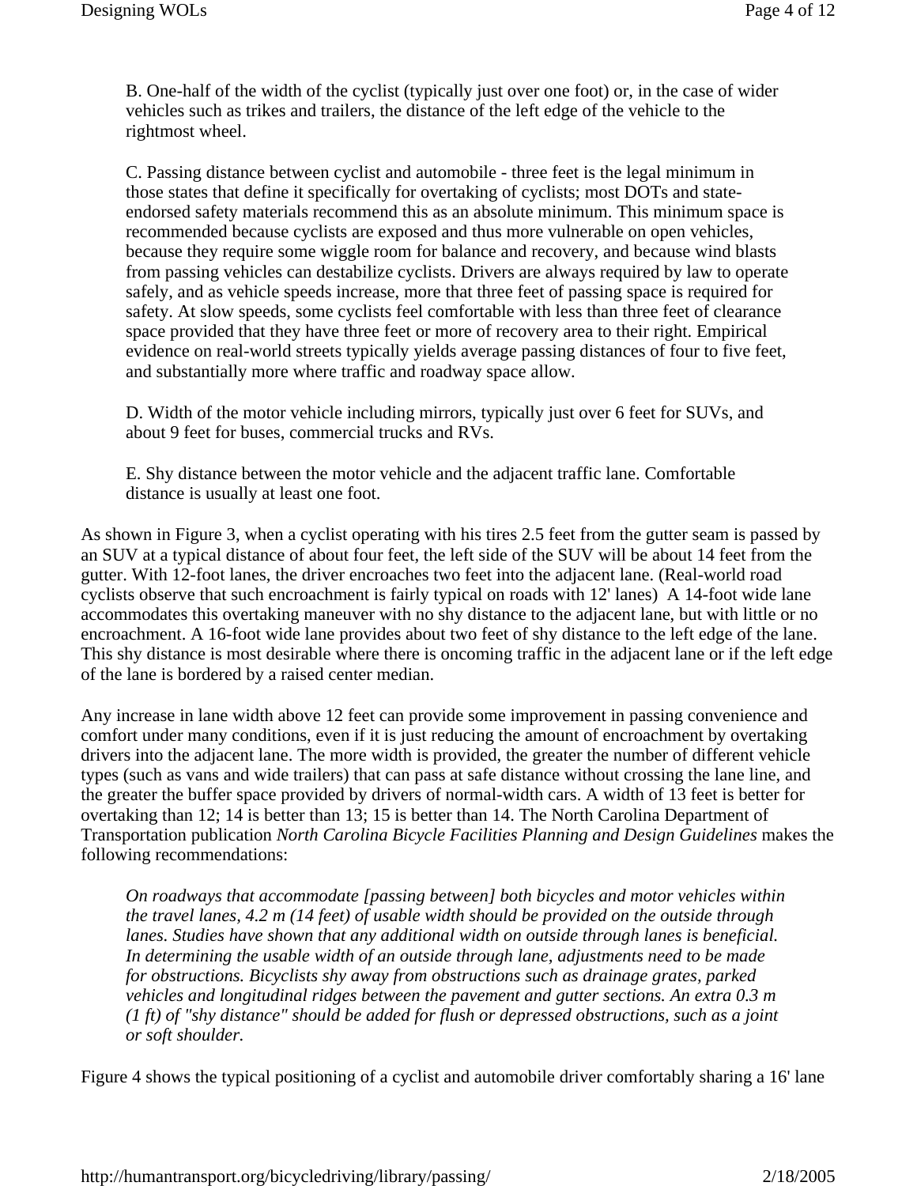B. One-half of the width of the cyclist (typically just over one foot) or, in the case of wider vehicles such as trikes and trailers, the distance of the left edge of the vehicle to the rightmost wheel.

C. Passing distance between cyclist and automobile - three feet is the legal minimum in those states that define it specifically for overtaking of cyclists; most DOTs and state-endorsed safety materials recommend this as an absolute minimum. This minimum space is recommended because cyclists are exposed and thus more vulnerable on open vehicles, because they require some wiggle room for balance and recovery, and because wind blasts from passing vehicles can destabilize cyclists. Drivers are always required by law to operate safely, and as vehicle speeds increase, more that three feet of passing space is required for safety. At slow speeds, some cyclists feel comfortable with less than three feet of clearance space provided that they have three feet or more of recovery area to their right. Empirical evidence on real-world streets typically yields average passing distances of four to five feet, and substantially more where traffic and roadway space allow.

D. Width of the motor vehicle including mirrors, typically just over 6 feet for SUVs, and about 9 feet for buses, commercial trucks and RVs.

E. Shy distance between the motor vehicle and the adjacent traffic lane. Comfortable distance is usually at least one foot.

As shown in Figure 3, when a cyclist operating with his tires 2.5 feet from the gutter seam is passed by an SUV at a typical distance of about four feet, the left side of the SUV will be about 14 feet from the gutter. With 12-foot lanes, the driver encroaches two feet into the adjacent lane. (Real-world road cyclists observe that such encroachment is fairly typical on roads with 12' lanes) A 14-foot wide lane accommodates this overtaking maneuver with no shy distance to the adjacent lane, but with little or no encroachment. A 16-foot wide lane provides about two feet of shy distance to the left edge of the lane. This shy distance is most desirable where there is oncoming traffic in the adjacent lane or if the left edge of the lane is bordered by a raised center median.

Any increase in lane width above 12 feet can provide some improvement in passing convenience and comfort under many conditions, even if it is just reducing the amount of encroachment by overtaking drivers into the adjacent lane. The more width is provided, the greater the number of different vehicle types (such as vans and wide trailers) that can pass at safe distance without crossing the lane line, and the greater the buffer space provided by drivers of normal-width cars. A width of 13 feet is better for overtaking than 12; 14 is better than 13; 15 is better than 14. The North Carolina Department of Transportation publication *North Carolina Bicycle Facilities Planning and Design Guidelines* makes the following recommendations:

> *On roadways that accommodate [passing between] both bicycles and motor vehicles within the travel lanes, 4.2 m (14 feet) of usable width should be provided on the outside through lanes. Studies have shown that any additional width on outside through lanes is beneficial. In determining the usable width of an outside through lane, adjustments need to be made for obstructions. Bicyclists shy away from obstructions such as drainage grates, parked vehicles and longitudinal ridges between the pavement and gutter sections. An extra 0.3 m (1 ft) of "shy distance" should be added for flush or depressed obstructions, such as a joint or soft shoulder.*

Figure 4 shows the typical positioning of a cyclist and automobile driver comfortably sharing a 16' lane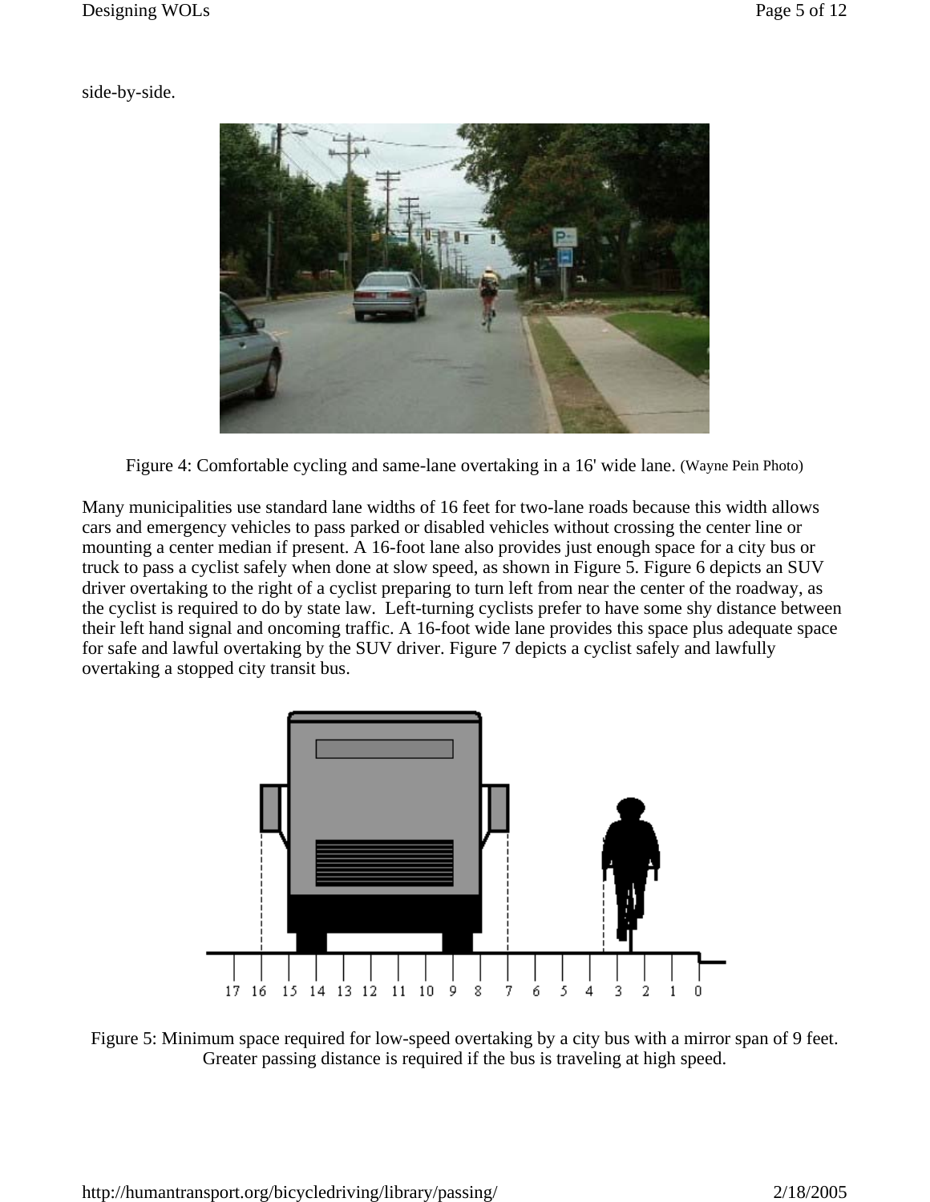side-by-side.

Figure 4: Comfortable cycling and same-lane overtaking in a 16' wide lane. (Wayne Pein Photo)

Many municipalities use standard lane widths of 16 feet for two-lane roads because this width allows cars and emergency vehicles to pass parked or disabled vehicles without crossing the center line or mounting a center median if present. A 16-foot lane also provides just enough space for a city bus or truck to pass a cyclist safely when done at slow speed, as shown in Figure 5. Figure 6 depicts an SUV driver overtaking to the right of a cyclist preparing to turn left from near the center of the roadway, as the cyclist is required to do by state law. Left-turning cyclists prefer to have some shy distance between their left hand signal and oncoming traffic. A 16-foot wide lane provides this space plus adequate space for safe and lawful overtaking by the SUV driver. Figure 7 depicts a cyclist safely and lawfully overtaking a stopped city transit bus.

Figure 5: Minimum space required for low-speed overtaking by a city bus with a mirror span of 9 feet. Greater passing distance is required if the bus is traveling at high speed.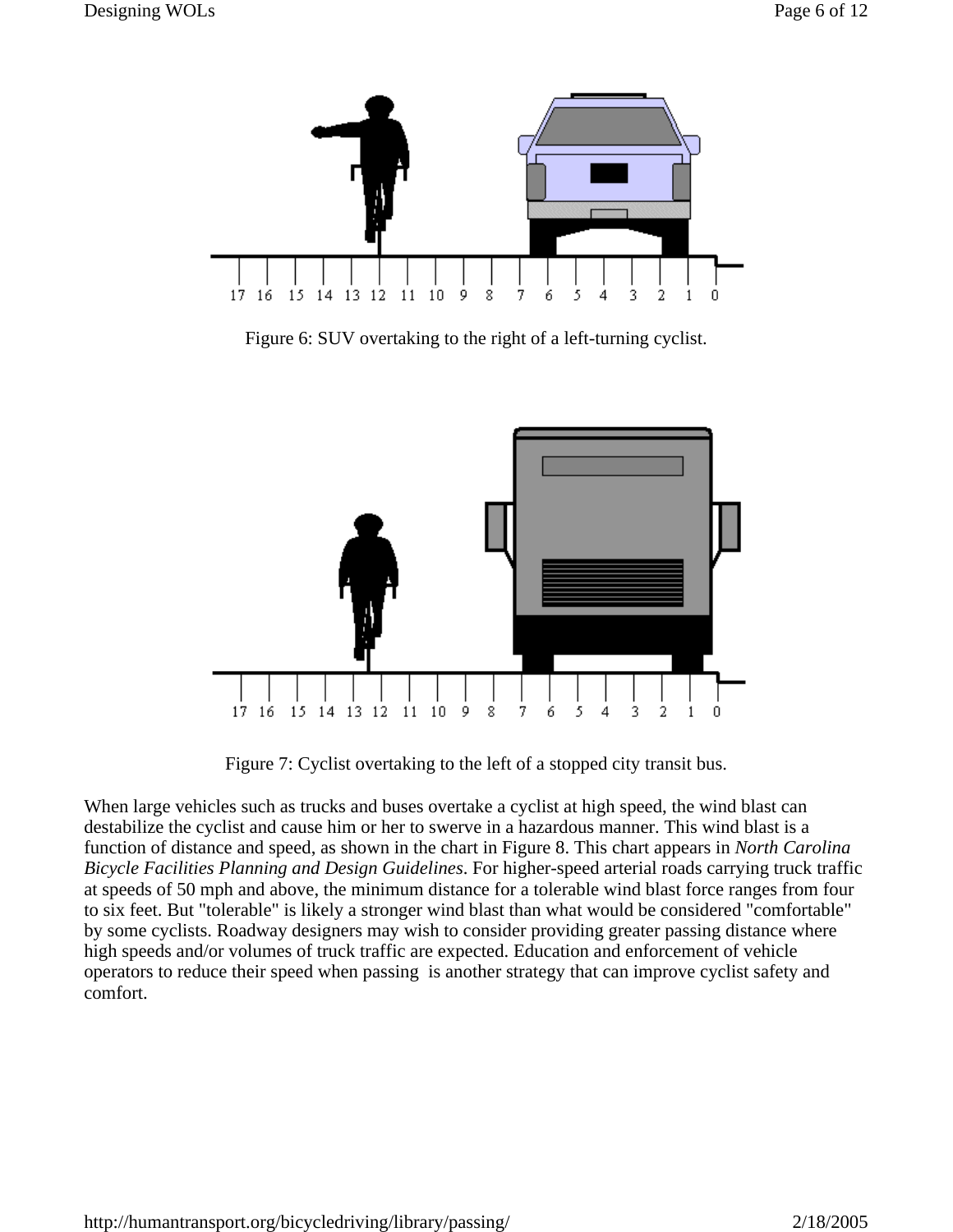Figure 6: SUV overtaking to the right of a left-turning cyclist.

Figure 7: Cyclist overtaking to the left of a stopped city transit bus.

When large vehicles such as trucks and buses overtake a cyclist at high speed, the wind blast can destabilize the cyclist and cause him or her to swerve in a hazardous manner. This wind blast is a function of distance and speed, as shown in the chart in Figure 8. This chart appears in *North Carolina Bicycle Facilities Planning and Design Guidelines*. For higher-speed arterial roads carrying truck traffic at speeds of 50 mph and above, the minimum distance for a tolerable wind blast force ranges from four to six feet. But "tolerable" is likely a stronger wind blast than what would be considered "comfortable" by some cyclists. Roadway designers may wish to consider providing greater passing distance where high speeds and/or volumes of truck traffic are expected. Education and enforcement of vehicle operators to reduce their speed when passing is another strategy that can improve cyclist safety and comfort.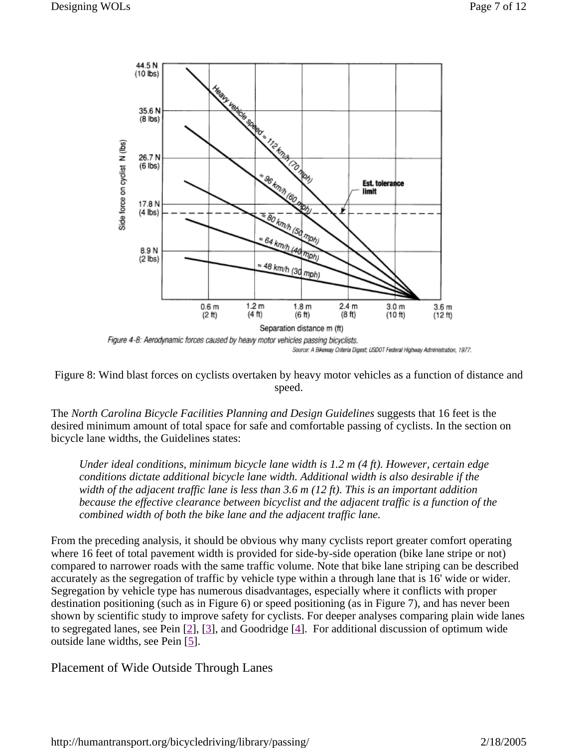Figure 4-8: Aerodynamic forces caused by heavy motor vehicles passing bicyclists.

Source: A Bikeway Criteria Digest; USDOT Federal Highway Administration, 1977.

Figure 8: Wind blast forces on cyclists overtaken by heavy motor vehicles as a function of distance and speed.

The *North Carolina Bicycle Facilities Planning and Design Guidelines* suggests that 16 feet is the desired minimum amount of total space for safe and comfortable passing of cyclists. In the section on bicycle lane widths, the Guidelines states:

> *Under ideal conditions, minimum bicycle lane width is 1.2 m (4 ft). However, certain edge conditions dictate additional bicycle lane width. Additional width is also desirable if the width of the adjacent traffic lane is less than 3.6 m (12 ft). This is an important addition because the effective clearance between bicyclist and the adjacent traffic is a function of the combined width of both the bike lane and the adjacent traffic lane.*

From the preceding analysis, it should be obvious why many cyclists report greater comfort operating where 16 feet of total pavement width is provided for side-by-side operation (bike lane stripe or not) compared to narrower roads with the same traffic volume. Note that bike lane striping can be described accurately as the segregation of traffic by vehicle type within a through lane that is 16' wide or wider. Segregation by vehicle type has numerous disadvantages, especially where it conflicts with proper destination positioning (such as in Figure 6) or speed positioning (as in Figure 7), and has never been shown by scientific study to improve safety for cyclists. For deeper analyses comparing plain wide lanes to segregated lanes, see Pein [2], [3], and Goodridge [4]. For additional discussion of optimum wide outside lane widths, see Pein [5].

## Placement of Wide Outside Through Lanes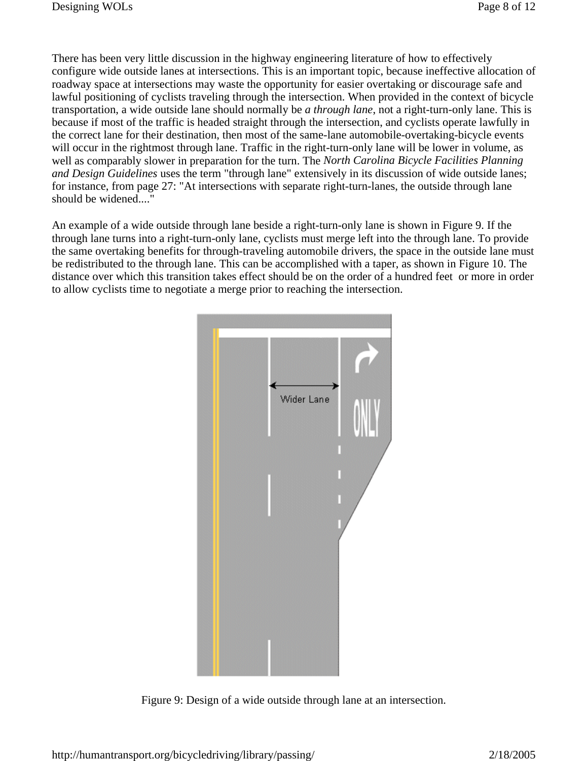There has been very little discussion in the highway engineering literature of how to effectively configure wide outside lanes at intersections. This is an important topic, because ineffective allocation of roadway space at intersections may waste the opportunity for easier overtaking or discourage safe and lawful positioning of cyclists traveling through the intersection. When provided in the context of bicycle transportation, a wide outside lane should normally be *a through lane*, not a right-turn-only lane. This is because if most of the traffic is headed straight through the intersection, and cyclists operate lawfully in the correct lane for their destination, then most of the same-lane automobile-overtaking-bicycle events will occur in the rightmost through lane. Traffic in the right-turn-only lane will be lower in volume, as well as comparably slower in preparation for the turn. The *North Carolina Bicycle Facilities Planning and Design Guidelines* uses the term "through lane" extensively in its discussion of wide outside lanes; for instance, from page 27: "At intersections with separate right-turn-lanes, the outside through lane should be widened...."

An example of a wide outside through lane beside a right-turn-only lane is shown in Figure 9. If the through lane turns into a right-turn-only lane, cyclists must merge left into the through lane. To provide the same overtaking benefits for through-traveling automobile drivers, the space in the outside lane must be redistributed to the through lane. This can be accomplished with a taper, as shown in Figure 10. The distance over which this transition takes effect should be on the order of a hundred feet or more in order to allow cyclists time to negotiate a merge prior to reaching the intersection.

Figure 9: Design of a wide outside through lane at an intersection.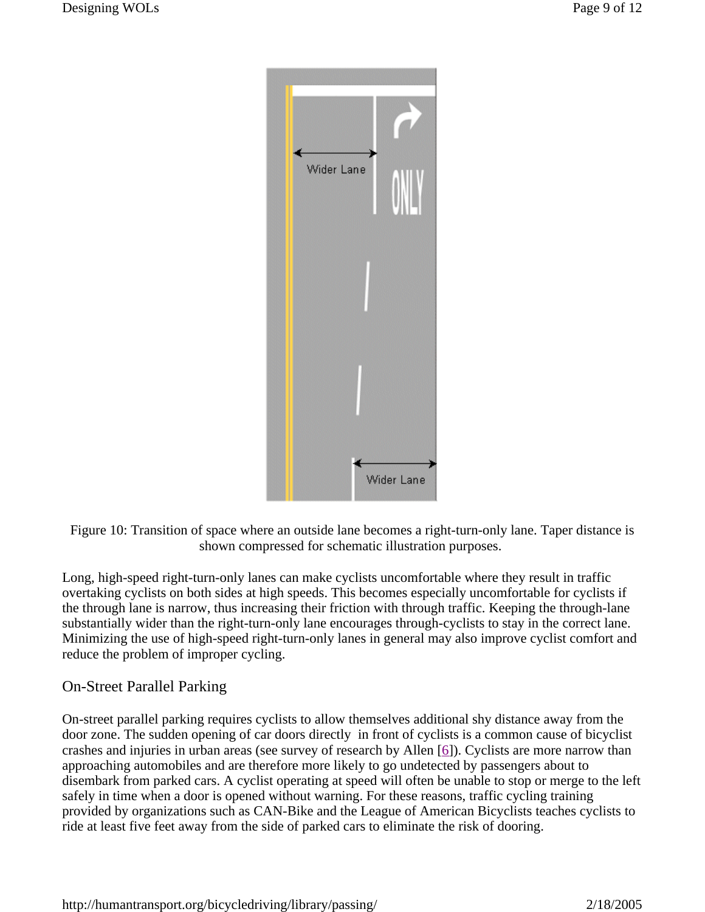Figure 10: Transition of space where an outside lane becomes a right-turn-only lane. Taper distance is shown compressed for schematic illustration purposes.

Long, high-speed right-turn-only lanes can make cyclists uncomfortable where they result in traffic overtaking cyclists on both sides at high speeds. This becomes especially uncomfortable for cyclists if the through lane is narrow, thus increasing their friction with through traffic. Keeping the through-lane substantially wider than the right-turn-only lane encourages through-cyclists to stay in the correct lane. Minimizing the use of high-speed right-turn-only lanes in general may also improve cyclist comfort and reduce the problem of improper cycling.

## On-Street Parallel Parking

On-street parallel parking requires cyclists to allow themselves additional shy distance away from the door zone. The sudden opening of car doors directly in front of cyclists is a common cause of bicyclist crashes and injuries in urban areas (see survey of research by Allen [6]). Cyclists are more narrow than approaching automobiles and are therefore more likely to go undetected by passengers about to disembark from parked cars. A cyclist operating at speed will often be unable to stop or merge to the left safely in time when a door is opened without warning. For these reasons, traffic cycling training provided by organizations such as CAN-Bike and the League of American Bicyclists teaches cyclists to ride at least five feet away from the side of parked cars to eliminate the risk of dooring.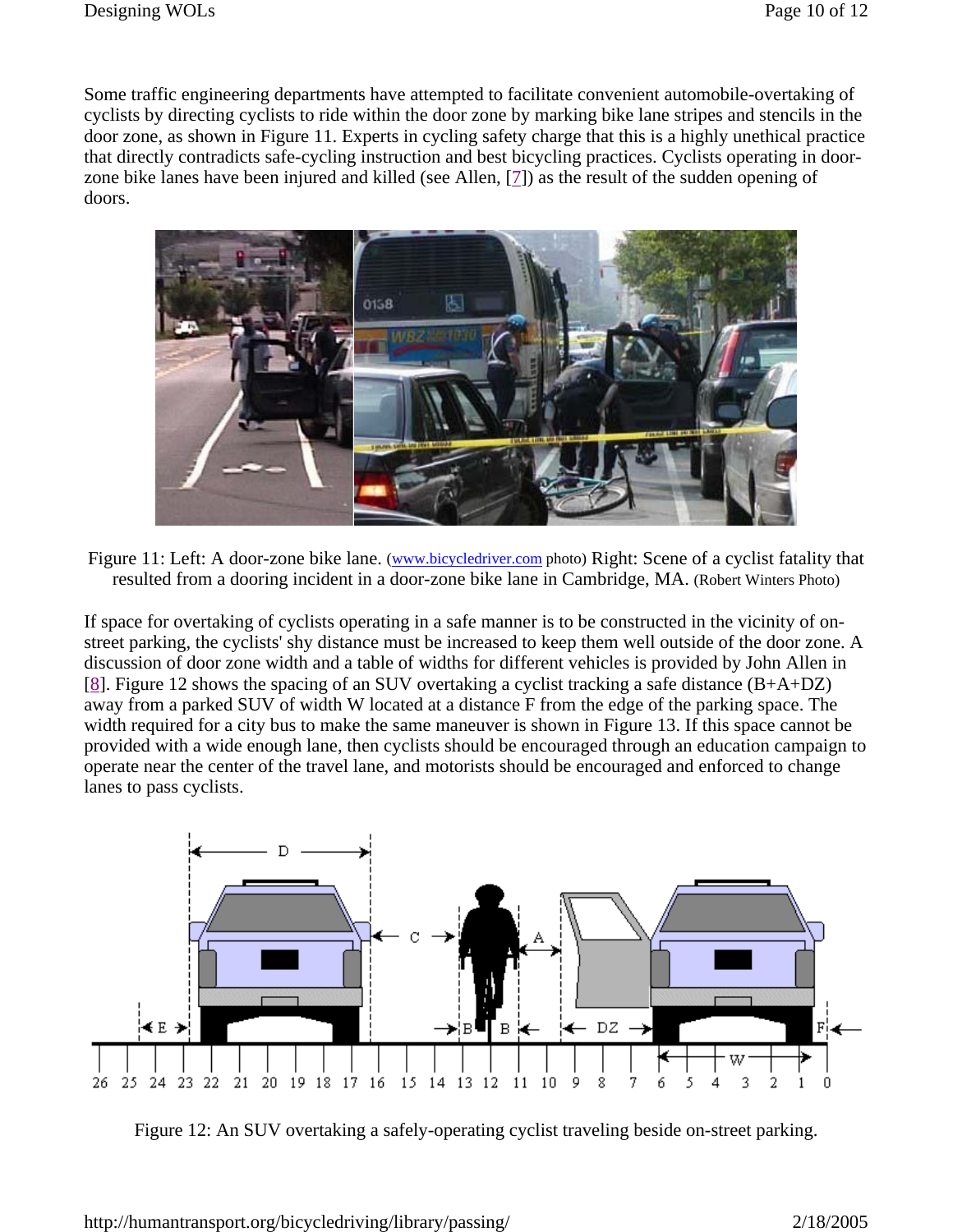Some traffic engineering departments have attempted to facilitate convenient automobile-overtaking of cyclists by directing cyclists to ride within the door zone by marking bike lane stripes and stencils in the door zone, as shown in Figure 11. Experts in cycling safety charge that this is a highly unethical practice that directly contradicts safe-cycling instruction and best bicycling practices. Cyclists operating in door-zone bike lanes have been injured and killed (see Allen, [7]) as the result of the sudden opening of doors.

Figure 11: Left: A door-zone bike lane. (www.bicycledriver.com photo) Right: Scene of a cyclist fatality that resulted from a dooring incident in a door-zone bike lane in Cambridge, MA. (Robert Winters Photo)

If space for overtaking of cyclists operating in a safe manner is to be constructed in the vicinity of on-street parking, the cyclists' shy distance must be increased to keep them well outside of the door zone. A discussion of door zone width and a table of widths for different vehicles is provided by John Allen in [8]. Figure 12 shows the spacing of an SUV overtaking a cyclist tracking a safe distance (B+A+DZ) away from a parked SUV of width W located at a distance F from the edge of the parking space. The width required for a city bus to make the same maneuver is shown in Figure 13. If this space cannot be provided with a wide enough lane, then cyclists should be encouraged through an education campaign to operate near the center of the travel lane, and motorists should be encouraged and enforced to change lanes to pass cyclists.

Figure 12: An SUV overtaking a safely-operating cyclist traveling beside on-street parking.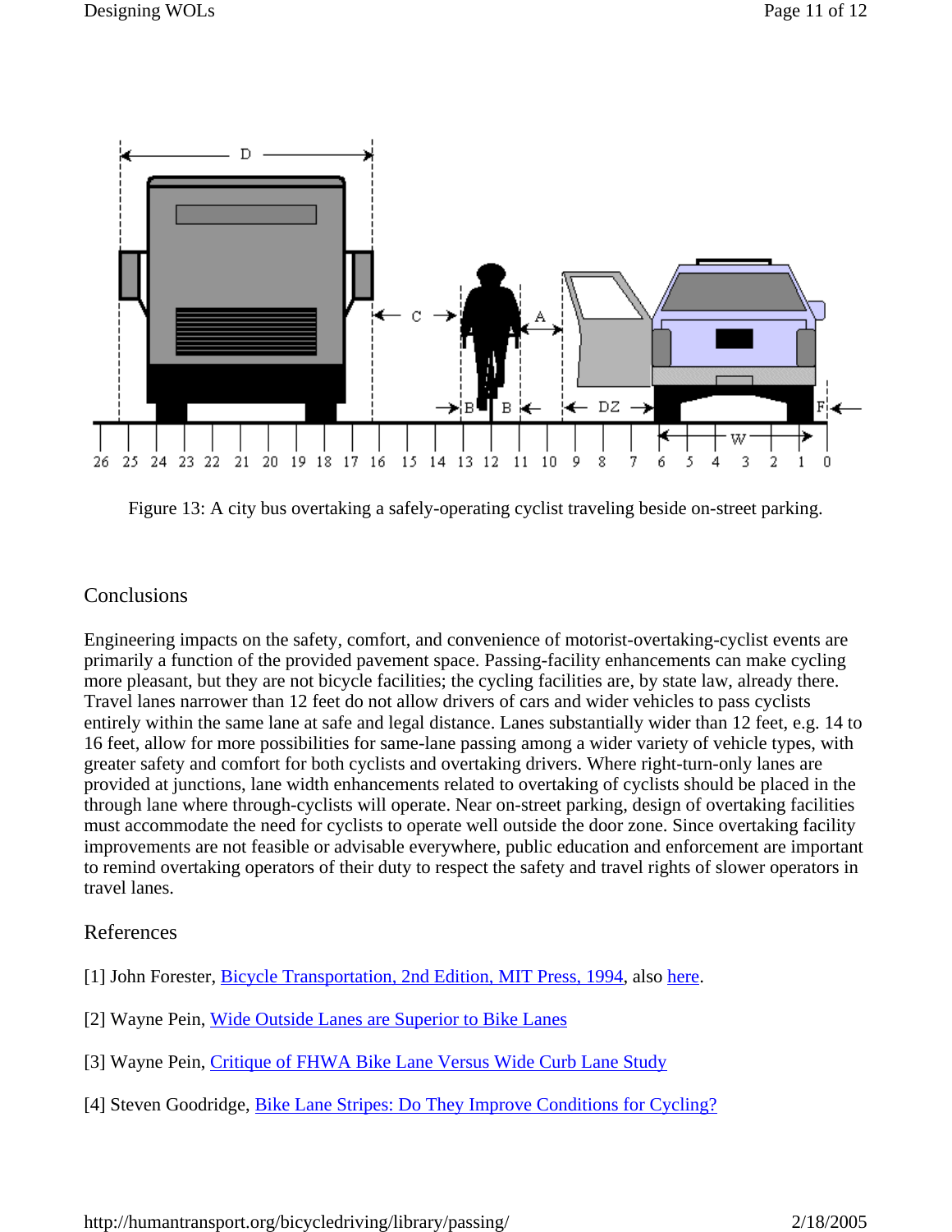Figure 13: A city bus overtaking a safely-operating cyclist traveling beside on-street parking.

## Conclusions

Engineering impacts on the safety, comfort, and convenience of motorist-overtaking-cyclist events are primarily a function of the provided pavement space. Passing-facility enhancements can make cycling more pleasant, but they are not bicycle facilities; the cycling facilities are, by state law, already there. Travel lanes narrower than 12 feet do not allow drivers of cars and wider vehicles to pass cyclists entirely within the same lane at safe and legal distance. Lanes substantially wider than 12 feet, e.g. 14 to 16 feet, allow for more possibilities for same-lane passing among a wider variety of vehicle types, with greater safety and comfort for both cyclists and overtaking drivers. Where right-turn-only lanes are provided at junctions, lane width enhancements related to overtaking of cyclists should be placed in the through lane where through-cyclists will operate. Near on-street parking, design of overtaking facilities must accommodate the need for cyclists to operate well outside the door zone. Since overtaking facility improvements are not feasible or advisable everywhere, public education and enforcement are important to remind overtaking operators of their duty to respect the safety and travel rights of slower operators in travel lanes.

## References

[1] John Forester, Bicycle Transportation, 2nd Edition, MIT Press, 1994, also here.

[2] Wayne Pein, Wide Outside Lanes are Superior to Bike Lanes

[3] Wayne Pein, Critique of FHWA Bike Lane Versus Wide Curb Lane Study

[4] Steven Goodridge, Bike Lane Stripes: Do They Improve Conditions for Cycling?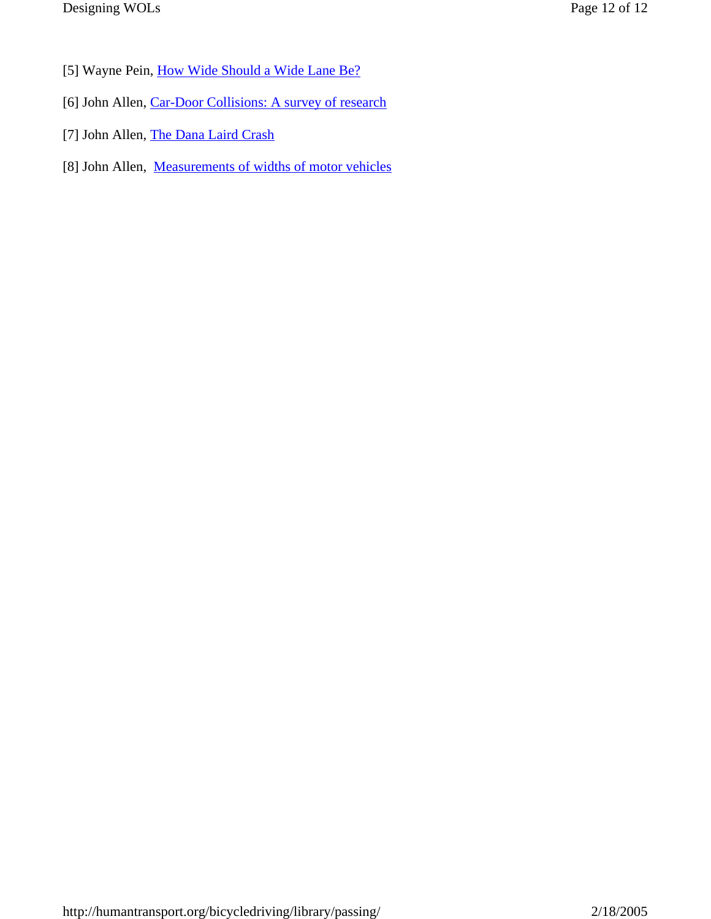[5] Wayne Pein, How Wide Should a Wide Lane Be?

[6] John Allen, Car-Door Collisions: A survey of research

[7] John Allen, The Dana Laird Crash

[8] John Allen, Measurements of widths of motor vehicles